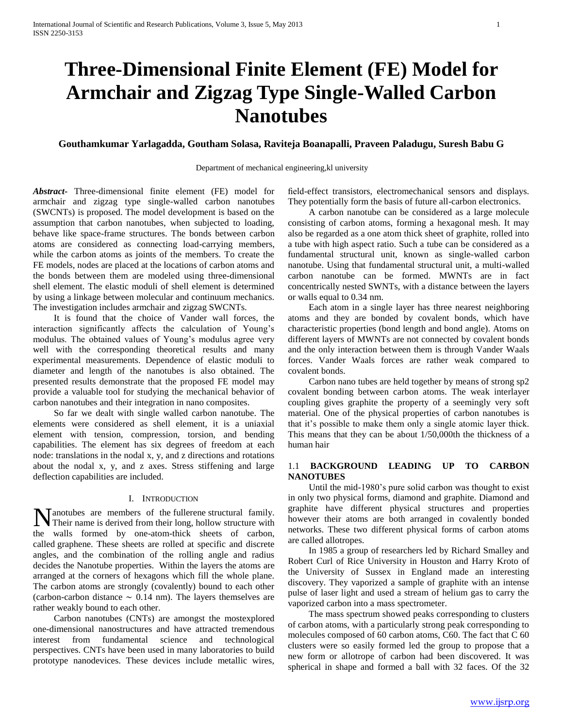# Three-Dimensional Finite Element (FE) Model for Armchair and Zigzag Type Single-Walled Carbon Nanotubes

**Gouthamkumar Yarlagadda, Goutham Solasa, Raviteja Boanapalli, Praveen Paladugu, Suresh Babu G**

Department of mechanical engineering,kl university

***Abstract-*** Three-dimensional finite element (FE) model for armchair and zigzag type single-walled carbon nanotubes (SWCNTs) is proposed. The model development is based on the assumption that carbon nanotubes, when subjected to loading, behave like space-frame structures. The bonds between carbon atoms are considered as connecting load-carrying members, while the carbon atoms as joints of the members. To create the FE models, nodes are placed at the locations of carbon atoms and the bonds between them are modeled using three-dimensional shell element. The elastic moduli of shell element is determined by using a linkage between molecular and continuum mechanics. The investigation includes armchair and zigzag SWCNTs.

It is found that the choice of Vander wall forces, the interaction significantly affects the calculation of Young's modulus. The obtained values of Young's modulus agree very well with the corresponding theoretical results and many experimental measurements. Dependence of elastic moduli to diameter and length of the nanotubes is also obtained. The presented results demonstrate that the proposed FE model may provide a valuable tool for studying the mechanical behavior of carbon nanotubes and their integration in nano composites.

So far we dealt with single walled carbon nanotube. The elements were considered as shell element, it is a uniaxial element with tension, compression, torsion, and bending capabilities. The element has six degrees of freedom at each node: translations in the nodal x, y, and z directions and rotations about the nodal x, y, and z axes. Stress stiffening and large deflection capabilities are included.

## I. Introduction

Nanotubes are members of the fullerene structural family. Their name is derived from their long, hollow structure with the walls formed by one-atom-thick sheets of carbon, called graphene. These sheets are rolled at specific and discrete angles, and the combination of the rolling angle and radius decides the Nanotube properties. Within the layers the atoms are arranged at the corners of hexagons which fill the whole plane. The carbon atoms are strongly (covalently) bound to each other (carbon-carbon distance ~ 0.14 nm). The layers themselves are rather weakly bound to each other.

Carbon nanotubes (CNTs) are amongst the mostexplored one-dimensional nanostructures and have attracted tremendous interest from fundamental science and technological perspectives. CNTs have been used in many laboratories to build prototype nanodevices. These devices include metallic wires, field-effect transistors, electromechanical sensors and displays. They potentially form the basis of future all-carbon electronics.

A carbon nanotube can be considered as a large molecule consisting of carbon atoms, forming a hexagonal mesh. It may also be regarded as a one atom thick sheet of graphite, rolled into a tube with high aspect ratio. Such a tube can be considered as a fundamental structural unit, known as single-walled carbon nanotube. Using that fundamental structural unit, a multi-walled carbon nanotube can be formed. MWNTs are in fact concentrically nested SWNTs, with a distance between the layers or walls equal to 0.34 nm.

Each atom in a single layer has three nearest neighboring atoms and they are bonded by covalent bonds, which have characteristic properties (bond length and bond angle). Atoms on different layers of MWNTs are not connected by covalent bonds and the only interaction between them is through Vander Waals forces. Vander Waals forces are rather weak compared to covalent bonds.

Carbon nano tubes are held together by means of strong sp2 covalent bonding between carbon atoms. The weak interlayer coupling gives graphite the property of a seemingly very soft material. One of the physical properties of carbon nanotubes is that it's possible to make them only a single atomic layer thick. This means that they can be about 1/50,000th the thickness of a human hair

### 1.1 BACKGROUND LEADING UP TO CARBON NANOTUBES

Until the mid-1980's pure solid carbon was thought to exist in only two physical forms, diamond and graphite. Diamond and graphite have different physical structures and properties however their atoms are both arranged in covalently bonded networks. These two different physical forms of carbon atoms are called allotropes.

In 1985 a group of researchers led by Richard Smalley and Robert Curl of Rice University in Houston and Harry Kroto of the University of Sussex in England made an interesting discovery. They vaporized a sample of graphite with an intense pulse of laser light and used a stream of helium gas to carry the vaporized carbon into a mass spectrometer.

The mass spectrum showed peaks corresponding to clusters of carbon atoms, with a particularly strong peak corresponding to molecules composed of 60 carbon atoms, $C60$. The fact that $C\ 60$ clusters were so easily formed led the group to propose that a new form or allotrope of carbon had been discovered. It was spherical in shape and formed a ball with 32 faces. Of the 32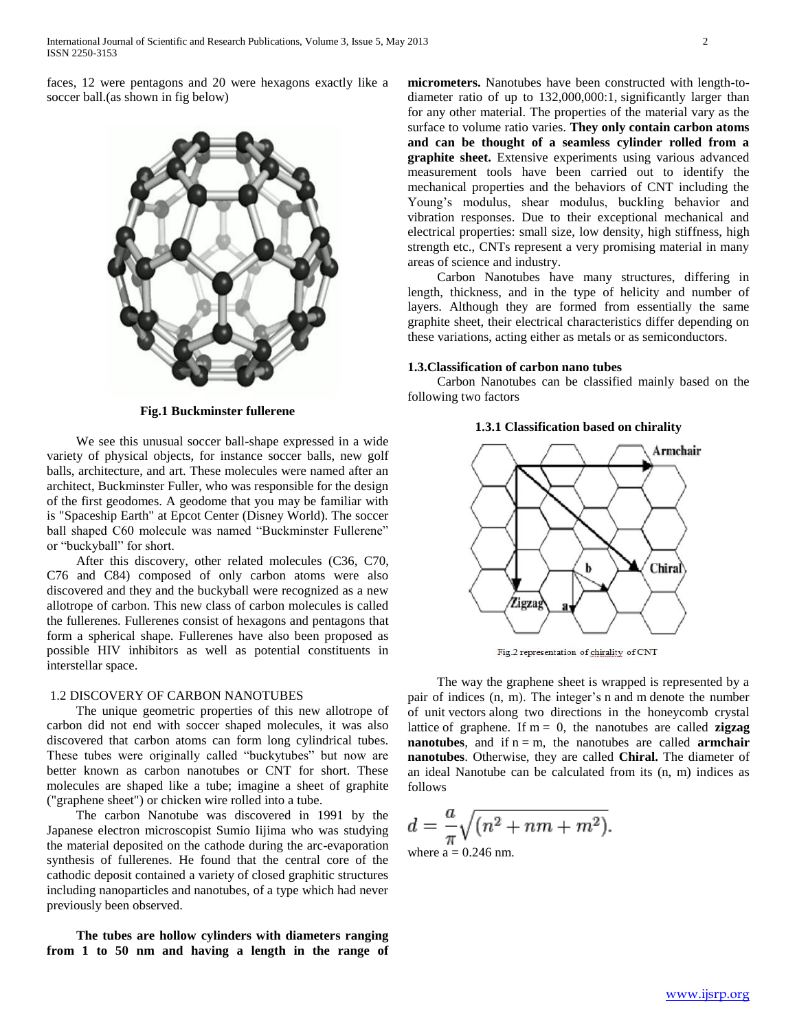faces, 12 were pentagons and 20 were hexagons exactly like a soccer ball.(as shown in fig below)

**Fig.1 Buckminster fullerene**

We see this unusual soccer ball-shape expressed in a wide variety of physical objects, for instance soccer balls, new golf balls, architecture, and art. These molecules were named after an architect, Buckminster Fuller, who was responsible for the design of the first geodomes. A geodome that you may be familiar with is "Spaceship Earth" at Epcot Center (Disney World). The soccer ball shaped C60 molecule was named "Buckminster Fullerene" or "buckyball" for short.

After this discovery, other related molecules (C36, C70, C76 and C84) composed of only carbon atoms were also discovered and they and the buckyball were recognized as a new allotrope of carbon. This new class of carbon molecules is called the fullerenes. Fullerenes consist of hexagons and pentagons that form a spherical shape. Fullerenes have also been proposed as possible HIV inhibitors as well as potential constituents in interstellar space.

## 1.2 DISCOVERY OF CARBON NANOTUBES

The unique geometric properties of this new allotrope of carbon did not end with soccer shaped molecules, it was also discovered that carbon atoms can form long cylindrical tubes. These tubes were originally called "buckytubes" but now are better known as carbon nanotubes or CNT for short. These molecules are shaped like a tube; imagine a sheet of graphite ("graphene sheet") or chicken wire rolled into a tube.

The carbon Nanotube was discovered in 1991 by the Japanese electron microscopist Sumio Iijima who was studying the material deposited on the cathode during the arc-evaporation synthesis of fullerenes. He found that the central core of the cathodic deposit contained a variety of closed graphitic structures including nanoparticles and nanotubes, of a type which had never previously been observed.

**The tubes are hollow cylinders with diameters ranging from 1 to 50 nm and having a length in the range of micrometers.** Nanotubes have been constructed with length-to-diameter ratio of up to 132,000,000:1, significantly larger than for any other material. The properties of the material vary as the surface to volume ratio varies. **They only contain carbon atoms and can be thought of a seamless cylinder rolled from a graphite sheet.** Extensive experiments using various advanced measurement tools have been carried out to identify the mechanical properties and the behaviors of CNT including the Young's modulus, shear modulus, buckling behavior and vibration responses. Due to their exceptional mechanical and electrical properties: small size, low density, high stiffness, high strength etc., CNTs represent a very promising material in many areas of science and industry.

Carbon Nanotubes have many structures, differing in length, thickness, and in the type of helicity and number of layers. Although they are formed from essentially the same graphite sheet, their electrical characteristics differ depending on these variations, acting either as metals or as semiconductors.

### 1.3.Classification of carbon nano tubes

Carbon Nanotubes can be classified mainly based on the following two factors

#### 1.3.1 Classification based on chirality

Fig.2 representation of chirality of CNT

The way the graphene sheet is wrapped is represented by a pair of indices (n, m). The integer's n and m denote the number of unit vectors along two directions in the honeycomb crystal lattice of graphene. If m = 0, the nanotubes are called **zigzag nanotubes**, and if n = m, the nanotubes are called **armchair nanotubes**. Otherwise, they are called **Chiral.** The diameter of an ideal Nanotube can be calculated from its (n, m) indices as follows

$$d = \frac{a}{\pi}\sqrt{(n^2 + nm + m^2)}.$$

where a = 0.246 nm.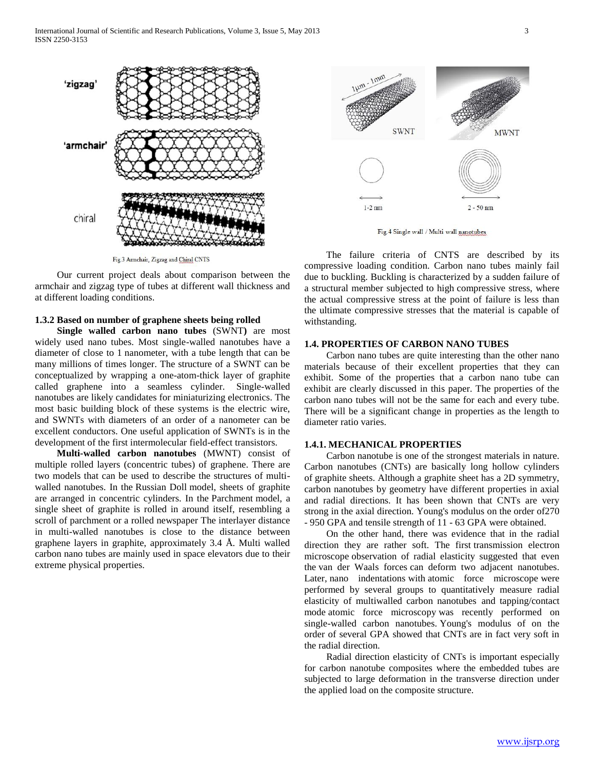Fig.3 Armchair, Zigzag and Chiral CNTS

Our current project deals about comparison between the armchair and zigzag type of tubes at different wall thickness and at different loading conditions.

### 1.3.2 Based on number of graphene sheets being rolled

**Single walled carbon nano tubes** (SWNT**)** are most widely used nano tubes. Most single-walled nanotubes have a diameter of close to 1 nanometer, with a tube length that can be many millions of times longer. The structure of a SWNT can be conceptualized by wrapping a one-atom-thick layer of graphite called graphene into a seamless cylinder. Single-walled nanotubes are likely candidates for miniaturizing electronics. The most basic building block of these systems is the electric wire, and SWNTs with diameters of an order of a nanometer can be excellent conductors. One useful application of SWNTs is in the development of the first intermolecular field-effect transistors.

**Multi-walled carbon nanotubes** (MWNT) consist of multiple rolled layers (concentric tubes) of graphene. There are two models that can be used to describe the structures of multi-walled nanotubes. In the Russian Doll model, sheets of graphite are arranged in concentric cylinders. In the Parchment model, a single sheet of graphite is rolled in around itself, resembling a scroll of parchment or a rolled newspaper The interlayer distance in multi-walled nanotubes is close to the distance between graphene layers in graphite, approximately 3.4 Å. Multi walled carbon nano tubes are mainly used in space elevators due to their extreme physical properties.

Fig.4 Single wall / Multi wall nanotubes

The failure criteria of CNTS are described by its compressive loading condition. Carbon nano tubes mainly fail due to buckling. Buckling is characterized by a sudden failure of a structural member subjected to high compressive stress, where the actual compressive stress at the point of failure is less than the ultimate compressive stresses that the material is capable of withstanding.

## 1.4. PROPERTIES OF CARBON NANO TUBES

Carbon nano tubes are quite interesting than the other nano materials because of their excellent properties that they can exhibit. Some of the properties that a carbon nano tube can exhibit are clearly discussed in this paper. The properties of the carbon nano tubes will not be the same for each and every tube. There will be a significant change in properties as the length to diameter ratio varies.

### 1.4.1. MECHANICAL PROPERTIES

Carbon nanotube is one of the strongest materials in nature. Carbon nanotubes (CNTs) are basically long hollow cylinders of graphite sheets. Although a graphite sheet has a 2D symmetry, carbon nanotubes by geometry have different properties in axial and radial directions. It has been shown that CNTs are very strong in the axial direction. Young's modulus on the order of270 - 950 GPA and tensile strength of 11 - 63 GPA were obtained.

On the other hand, there was evidence that in the radial direction they are rather soft. The first transmission electron microscope observation of radial elasticity suggested that even the van der Waals forces can deform two adjacent nanotubes. Later, nano indentations with atomic force microscope were performed by several groups to quantitatively measure radial elasticity of multiwalled carbon nanotubes and tapping/contact mode atomic force microscopy was recently performed on single-walled carbon nanotubes. Young's modulus of on the order of several GPA showed that CNTs are in fact very soft in the radial direction.

Radial direction elasticity of CNTs is important especially for carbon nanotube composites where the embedded tubes are subjected to large deformation in the transverse direction under the applied load on the composite structure.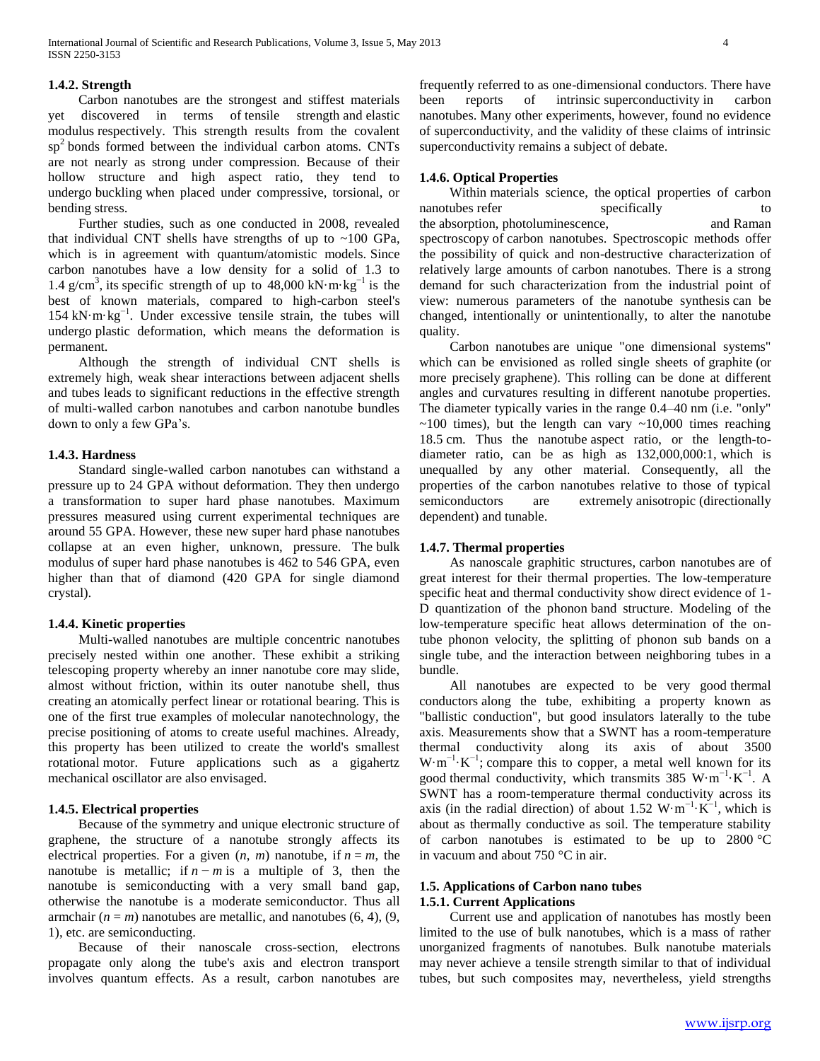#### 1.4.2. Strength

Carbon nanotubes are the strongest and stiffest materials yet discovered in terms of tensile strength and elastic modulus respectively. This strength results from the covalent $sp^2$ bonds formed between the individual carbon atoms. CNTs are not nearly as strong under compression. Because of their hollow structure and high aspect ratio, they tend to undergo buckling when placed under compressive, torsional, or bending stress.

Further studies, such as one conducted in 2008, revealed that individual CNT shells have strengths of up to ~100 GPa, which is in agreement with quantum/atomistic models. Since carbon nanotubes have a low density for a solid of 1.3 to 1.4 g/cm$^3$, its specific strength of up to 48,000 kN·m·kg$^{-1}$ is the best of known materials, compared to high-carbon steel's 154 kN·m·kg$^{-1}$. Under excessive tensile strain, the tubes will undergo plastic deformation, which means the deformation is permanent.

Although the strength of individual CNT shells is extremely high, weak shear interactions between adjacent shells and tubes leads to significant reductions in the effective strength of multi-walled carbon nanotubes and carbon nanotube bundles down to only a few GPa's.

#### 1.4.3. Hardness

Standard single-walled carbon nanotubes can withstand a pressure up to 24 GPA without deformation. They then undergo a transformation to super hard phase nanotubes. Maximum pressures measured using current experimental techniques are around 55 GPA. However, these new super hard phase nanotubes collapse at an even higher, unknown, pressure. The bulk modulus of super hard phase nanotubes is 462 to 546 GPA, even higher than that of diamond (420 GPA for single diamond crystal).

#### 1.4.4. Kinetic properties

Multi-walled nanotubes are multiple concentric nanotubes precisely nested within one another. These exhibit a striking telescoping property whereby an inner nanotube core may slide, almost without friction, within its outer nanotube shell, thus creating an atomically perfect linear or rotational bearing. This is one of the first true examples of molecular nanotechnology, the precise positioning of atoms to create useful machines. Already, this property has been utilized to create the world's smallest rotational motor. Future applications such as a gigahertz mechanical oscillator are also envisaged.

#### 1.4.5. Electrical properties

Because of the symmetry and unique electronic structure of graphene, the structure of a nanotube strongly affects its electrical properties. For a given ($n$, $m$) nanotube, if $n = m$, the nanotube is metallic; if $n - m$ is a multiple of 3, then the nanotube is semiconducting with a very small band gap, otherwise the nanotube is a moderate semiconductor. Thus all armchair ($n = m$) nanotubes are metallic, and nanotubes (6, 4), (9, 1), etc. are semiconducting.

Because of their nanoscale cross-section, electrons propagate only along the tube's axis and electron transport involves quantum effects. As a result, carbon nanotubes are frequently referred to as one-dimensional conductors. There have been reports of intrinsic superconductivity in carbon nanotubes. Many other experiments, however, found no evidence of superconductivity, and the validity of these claims of intrinsic superconductivity remains a subject of debate.

#### 1.4.6. Optical Properties

Within materials science, the optical properties of carbon nanotubes refer specifically to the absorption, photoluminescence, and Raman spectroscopy of carbon nanotubes. Spectroscopic methods offer the possibility of quick and non-destructive characterization of relatively large amounts of carbon nanotubes. There is a strong demand for such characterization from the industrial point of view: numerous parameters of the nanotube synthesis can be changed, intentionally or unintentionally, to alter the nanotube quality.

Carbon nanotubes are unique "one dimensional systems" which can be envisioned as rolled single sheets of graphite (or more precisely graphene). This rolling can be done at different angles and curvatures resulting in different nanotube properties. The diameter typically varies in the range 0.4–40 nm (i.e. "only" ~100 times), but the length can vary ~10,000 times reaching 18.5 cm. Thus the nanotube aspect ratio, or the length-to-diameter ratio, can be as high as 132,000,000:1, which is unequalled by any other material. Consequently, all the properties of the carbon nanotubes relative to those of typical semiconductors are extremely anisotropic (directionally dependent) and tunable.

#### 1.4.7. Thermal properties

As nanoscale graphitic structures, carbon nanotubes are of great interest for their thermal properties. The low-temperature specific heat and thermal conductivity show direct evidence of 1-D quantization of the phonon band structure. Modeling of the low-temperature specific heat allows determination of the on-tube phonon velocity, the splitting of phonon sub bands on a single tube, and the interaction between neighboring tubes in a bundle.

All nanotubes are expected to be very good thermal conductors along the tube, exhibiting a property known as "ballistic conduction", but good insulators laterally to the tube axis. Measurements show that a SWNT has a room-temperature thermal conductivity along its axis of about 3500 W·m$^{-1}$·K$^{-1}$; compare this to copper, a metal well known for its good thermal conductivity, which transmits 385 W·m$^{-1}$·K$^{-1}$. A SWNT has a room-temperature thermal conductivity across its axis (in the radial direction) of about 1.52 W·m$^{-1}$·K$^{-1}$, which is about as thermally conductive as soil. The temperature stability of carbon nanotubes is estimated to be up to 2800 °C in vacuum and about 750 °C in air.

### 1.5. Applications of Carbon nano tubes

#### 1.5.1. Current Applications

Current use and application of nanotubes has mostly been limited to the use of bulk nanotubes, which is a mass of rather unorganized fragments of nanotubes. Bulk nanotube materials may never achieve a tensile strength similar to that of individual tubes, but such composites may, nevertheless, yield strengths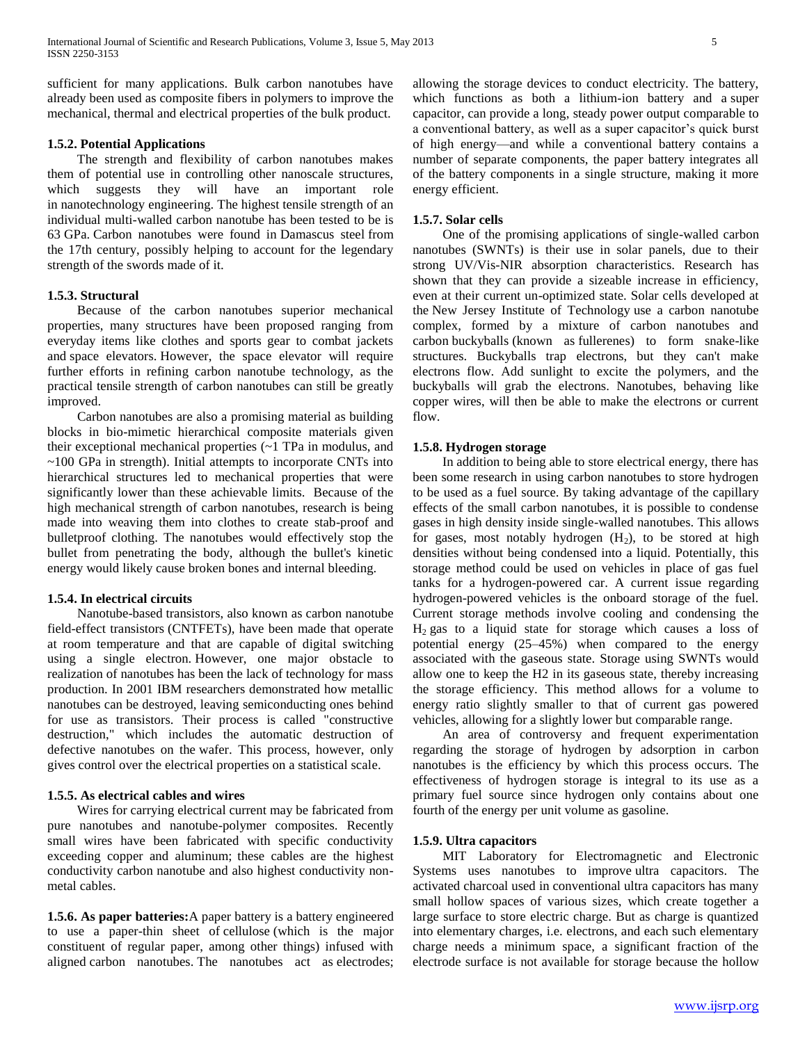sufficient for many applications. Bulk carbon nanotubes have already been used as composite fibers in polymers to improve the mechanical, thermal and electrical properties of the bulk product.

### 1.5.2. Potential Applications

The strength and flexibility of carbon nanotubes makes them of potential use in controlling other nanoscale structures, which suggests they will have an important role in nanotechnology engineering. The highest tensile strength of an individual multi-walled carbon nanotube has been tested to be is 63 GPa. Carbon nanotubes were found in Damascus steel from the 17th century, possibly helping to account for the legendary strength of the swords made of it.

### 1.5.3. Structural

Because of the carbon nanotubes superior mechanical properties, many structures have been proposed ranging from everyday items like clothes and sports gear to combat jackets and space elevators. However, the space elevator will require further efforts in refining carbon nanotube technology, as the practical tensile strength of carbon nanotubes can still be greatly improved.

Carbon nanotubes are also a promising material as building blocks in bio-mimetic hierarchical composite materials given their exceptional mechanical properties (~1 TPa in modulus, and ~100 GPa in strength). Initial attempts to incorporate CNTs into hierarchical structures led to mechanical properties that were significantly lower than these achievable limits. Because of the high mechanical strength of carbon nanotubes, research is being made into weaving them into clothes to create stab-proof and bulletproof clothing. The nanotubes would effectively stop the bullet from penetrating the body, although the bullet's kinetic energy would likely cause broken bones and internal bleeding.

### 1.5.4. In electrical circuits

Nanotube-based transistors, also known as carbon nanotube field-effect transistors (CNTFETs), have been made that operate at room temperature and that are capable of digital switching using a single electron. However, one major obstacle to realization of nanotubes has been the lack of technology for mass production. In 2001 IBM researchers demonstrated how metallic nanotubes can be destroyed, leaving semiconducting ones behind for use as transistors. Their process is called "constructive destruction," which includes the automatic destruction of defective nanotubes on the wafer. This process, however, only gives control over the electrical properties on a statistical scale.

### 1.5.5. As electrical cables and wires

Wires for carrying electrical current may be fabricated from pure nanotubes and nanotube-polymer composites. Recently small wires have been fabricated with specific conductivity exceeding copper and aluminum; these cables are the highest conductivity carbon nanotube and also highest conductivity non-metal cables.

**1.5.6. As paper batteries:** A paper battery is a battery engineered to use a paper-thin sheet of cellulose (which is the major constituent of regular paper, among other things) infused with aligned carbon nanotubes. The nanotubes act as electrodes; allowing the storage devices to conduct electricity. The battery, which functions as both a lithium-ion battery and a super capacitor, can provide a long, steady power output comparable to a conventional battery, as well as a super capacitor's quick burst of high energy—and while a conventional battery contains a number of separate components, the paper battery integrates all of the battery components in a single structure, making it more energy efficient.

### 1.5.7. Solar cells

One of the promising applications of single-walled carbon nanotubes (SWNTs) is their use in solar panels, due to their strong UV/Vis-NIR absorption characteristics. Research has shown that they can provide a sizeable increase in efficiency, even at their current un-optimized state. Solar cells developed at the New Jersey Institute of Technology use a carbon nanotube complex, formed by a mixture of carbon nanotubes and carbon buckyballs (known as fullerenes) to form snake-like structures. Buckyballs trap electrons, but they can't make electrons flow. Add sunlight to excite the polymers, and the buckyballs will grab the electrons. Nanotubes, behaving like copper wires, will then be able to make the electrons or current flow.

### 1.5.8. Hydrogen storage

In addition to being able to store electrical energy, there has been some research in using carbon nanotubes to store hydrogen to be used as a fuel source. By taking advantage of the capillary effects of the small carbon nanotubes, it is possible to condense gases in high density inside single-walled nanotubes. This allows for gases, most notably hydrogen ($H_2$), to be stored at high densities without being condensed into a liquid. Potentially, this storage method could be used on vehicles in place of gas fuel tanks for a hydrogen-powered car. A current issue regarding hydrogen-powered vehicles is the onboard storage of the fuel. Current storage methods involve cooling and condensing the $H_2$ gas to a liquid state for storage which causes a loss of potential energy (25–45%) when compared to the energy associated with the gaseous state. Storage using SWNTs would allow one to keep the H2 in its gaseous state, thereby increasing the storage efficiency. This method allows for a volume to energy ratio slightly smaller to that of current gas powered vehicles, allowing for a slightly lower but comparable range.

An area of controversy and frequent experimentation regarding the storage of hydrogen by adsorption in carbon nanotubes is the efficiency by which this process occurs. The effectiveness of hydrogen storage is integral to its use as a primary fuel source since hydrogen only contains about one fourth of the energy per unit volume as gasoline.

### 1.5.9. Ultra capacitors

MIT Laboratory for Electromagnetic and Electronic Systems uses nanotubes to improve ultra capacitors. The activated charcoal used in conventional ultra capacitors has many small hollow spaces of various sizes, which create together a large surface to store electric charge. But as charge is quantized into elementary charges, i.e. electrons, and each such elementary charge needs a minimum space, a significant fraction of the electrode surface is not available for storage because the hollow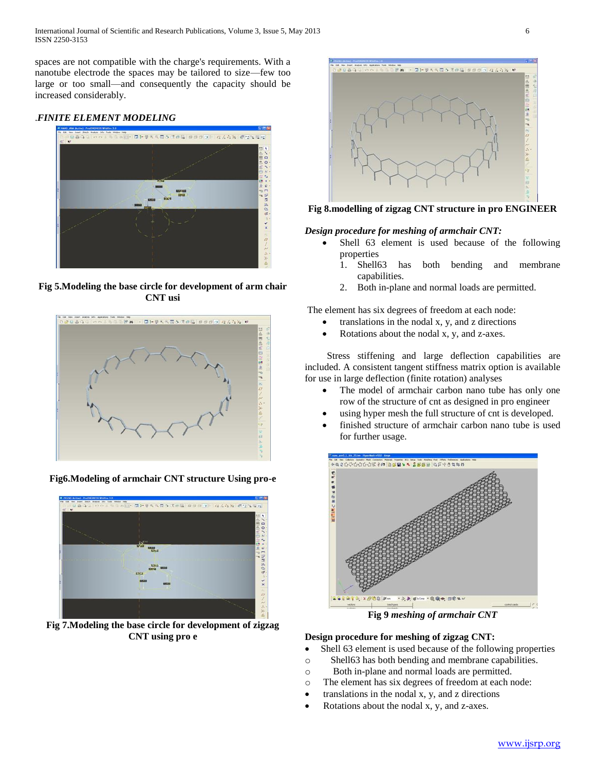spaces are not compatible with the charge's requirements. With a nanotube electrode the spaces may be tailored to size—few too large or too small—and consequently the capacity should be increased considerably.

## .FINITE ELEMENT MODELING

**Fig 5.Modeling the base circle for development of arm chair CNT usi**

**Fig6.Modeling of armchair CNT structure Using pro-e**

**Fig 7.Modeling the base circle for development of zigzag CNT using pro e**

**Fig 8.modelling of zigzag CNT structure in pro ENGINEER**

### *Design procedure for meshing of armchair CNT:*

- Shell 63 element is used because of the following properties
  1. Shell63 has both bending and membrane capabilities.
  2. Both in-plane and normal loads are permitted.

The element has six degrees of freedom at each node:

- translations in the nodal x, y, and z directions
- Rotations about the nodal x, y, and z-axes.

Stress stiffening and large deflection capabilities are included. A consistent tangent stiffness matrix option is available for use in large deflection (finite rotation) analyses

- The model of armchair carbon nano tube has only one row of the structure of cnt as designed in pro engineer
- using hyper mesh the full structure of cnt is developed.
- finished structure of armchair carbon nano tube is used for further usage.

**Fig 9** ***meshing of armchair CNT***

### Design procedure for meshing of zigzag CNT:

- Shell 63 element is used because of the following properties
  - Shell63 has both bending and membrane capabilities.
  - Both in-plane and normal loads are permitted.
  - The element has six degrees of freedom at each node:
- translations in the nodal x, y, and z directions
- Rotations about the nodal x, y, and z-axes.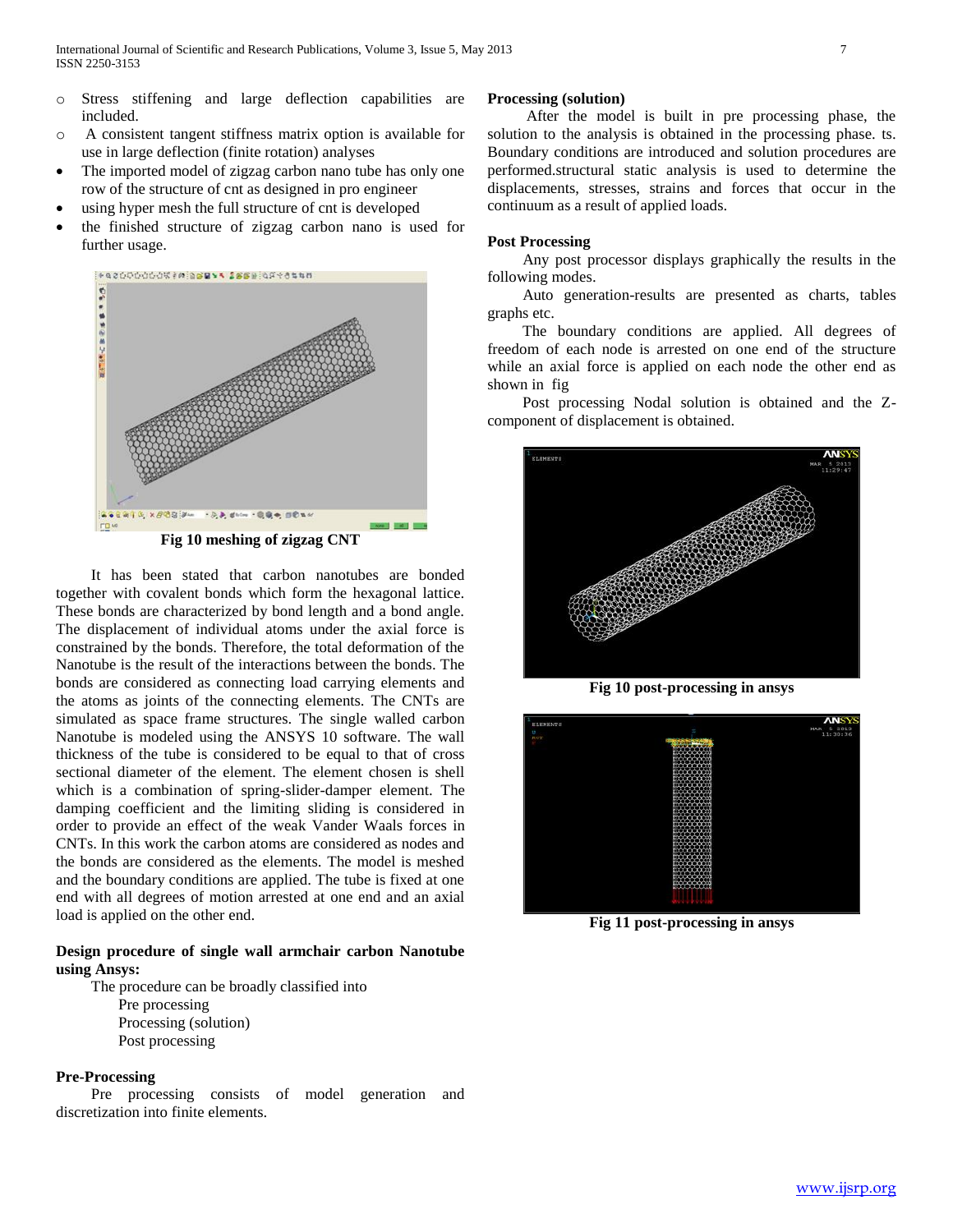- Stress stiffening and large deflection capabilities are included.
- A consistent tangent stiffness matrix option is available for use in large deflection (finite rotation) analyses
- The imported model of zigzag carbon nano tube has only one row of the structure of cnt as designed in pro engineer
- using hyper mesh the full structure of cnt is developed
- the finished structure of zigzag carbon nano is used for further usage.

**Fig 10 meshing of zigzag CNT**

It has been stated that carbon nanotubes are bonded together with covalent bonds which form the hexagonal lattice. These bonds are characterized by bond length and a bond angle. The displacement of individual atoms under the axial force is constrained by the bonds. Therefore, the total deformation of the Nanotube is the result of the interactions between the bonds. The bonds are considered as connecting load carrying elements and the atoms as joints of the connecting elements. The CNTs are simulated as space frame structures. The single walled carbon Nanotube is modeled using the ANSYS 10 software. The wall thickness of the tube is considered to be equal to that of cross sectional diameter of the element. The element chosen is shell which is a combination of spring-slider-damper element. The damping coefficient and the limiting sliding is considered in order to provide an effect of the weak Vander Waals forces in CNTs. In this work the carbon atoms are considered as nodes and the bonds are considered as the elements. The model is meshed and the boundary conditions are applied. The tube is fixed at one end with all degrees of motion arrested at one end and an axial load is applied on the other end.

### Design procedure of single wall armchair carbon Nanotube using Ansys:

The procedure can be broadly classified into

Pre processing

Processing (solution)

Post processing

### Pre-Processing

Pre processing consists of model generation and discretization into finite elements.

### Processing (solution)

After the model is built in pre processing phase, the solution to the analysis is obtained in the processing phase. ts. Boundary conditions are introduced and solution procedures are performed.structural static analysis is used to determine the displacements, stresses, strains and forces that occur in the continuum as a result of applied loads.

### Post Processing

Any post processor displays graphically the results in the following modes.

Auto generation-results are presented as charts, tables graphs etc.

The boundary conditions are applied. All degrees of freedom of each node is arrested on one end of the structure while an axial force is applied on each node the other end as shown in fig

Post processing Nodal solution is obtained and the Z-component of displacement is obtained.

**Fig 10 post-processing in ansys**

**Fig 11 post-processing in ansys**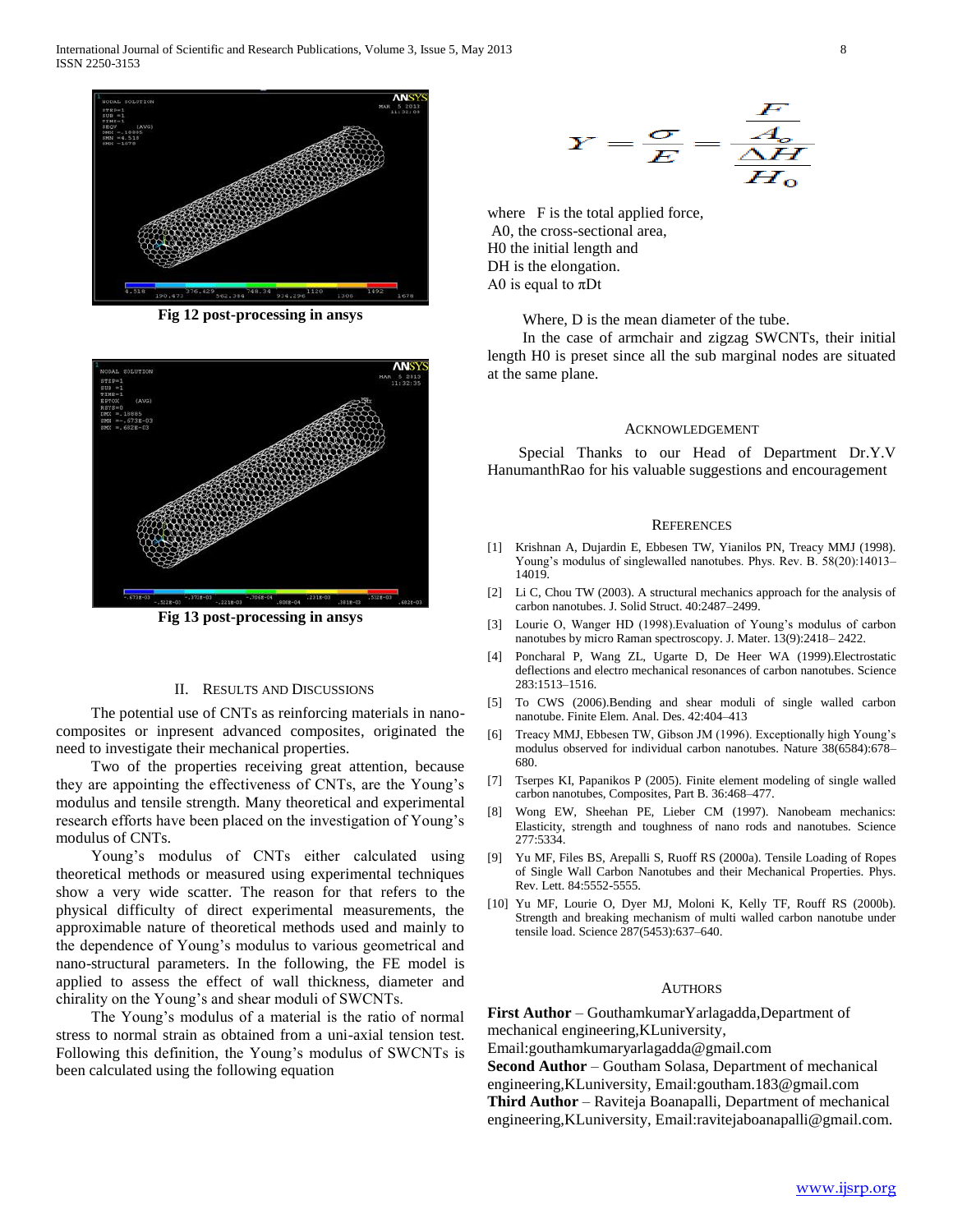Fig 12 post-processing in ansys

Fig 13 post-processing in ansys

## II. Results and Discussions

The potential use of CNTs as reinforcing materials in nano-composites or inpresent advanced composites, originated the need to investigate their mechanical properties.

Two of the properties receiving great attention, because they are appointing the effectiveness of CNTs, are the Young's modulus and tensile strength. Many theoretical and experimental research efforts have been placed on the investigation of Young's modulus of CNTs.

Young's modulus of CNTs either calculated using theoretical methods or measured using experimental techniques show a very wide scatter. The reason for that refers to the physical difficulty of direct experimental measurements, the approximable nature of theoretical methods used and mainly to the dependence of Young's modulus to various geometrical and nano-structural parameters. In the following, the FE model is applied to assess the effect of wall thickness, diameter and chirality on the Young's and shear moduli of SWCNTs.

The Young's modulus of a material is the ratio of normal stress to normal strain as obtained from a uni-axial tension test. Following this definition, the Young's modulus of SWCNTs is been calculated using the following equation

$$Y = \frac{\sigma}{E} = \frac{\frac{F}{A_o}}{\frac{\Delta H}{H_o}}$$

where F is the total applied force,
A0, the cross-sectional area,
H0 the initial length and
DH is the elongation.
A0 is equal to πDt

Where, D is the mean diameter of the tube.

In the case of armchair and zigzag SWCNTs, their initial length H0 is preset since all the sub marginal nodes are situated at the same plane.

## Acknowledgement

Special Thanks to our Head of Department Dr.Y.V HanumanthRao for his valuable suggestions and encouragement

## References

[1] Krishnan A, Dujardin E, Ebbesen TW, Yianilos PN, Treacy MMJ (1998). Young's modulus of singlewalled nanotubes. Phys. Rev. B. 58(20):14013–14019.

[2] Li C, Chou TW (2003). A structural mechanics approach for the analysis of carbon nanotubes. J. Solid Struct. 40:2487–2499.

[3] Lourie O, Wanger HD (1998).Evaluation of Young's modulus of carbon nanotubes by micro Raman spectroscopy. J. Mater. 13(9):2418– 2422.

[4] Poncharal P, Wang ZL, Ugarte D, De Heer WA (1999).Electrostatic deflections and electro mechanical resonances of carbon nanotubes. Science 283:1513–1516.

[5] To CWS (2006).Bending and shear moduli of single walled carbon nanotube. Finite Elem. Anal. Des. 42:404–413

[6] Treacy MMJ, Ebbesen TW, Gibson JM (1996). Exceptionally high Young's modulus observed for individual carbon nanotubes. Nature 38(6584):678–680.

[7] Tserpes KI, Papanikos P (2005). Finite element modeling of single walled carbon nanotubes, Composites, Part B. 36:468–477.

[8] Wong EW, Sheehan PE, Lieber CM (1997). Nanobeam mechanics: Elasticity, strength and toughness of nano rods and nanotubes. Science 277:5334.

[9] Yu MF, Files BS, Arepalli S, Ruoff RS (2000a). Tensile Loading of Ropes of Single Wall Carbon Nanotubes and their Mechanical Properties. Phys. Rev. Lett. 84:5552-5555.

[10] Yu MF, Lourie O, Dyer MJ, Moloni K, Kelly TF, Rouff RS (2000b). Strength and breaking mechanism of multi walled carbon nanotube under tensile load. Science 287(5453):637–640.

## Authors

**First Author** – GouthamkumarYarlagadda,Department of mechanical engineering,KLuniversity, Email:gouthamkumaryarlagadda@gmail.com

**Second Author** – Goutham Solasa, Department of mechanical engineering,KLuniversity, Email:goutham.183@gmail.com

**Third Author** – Raviteja Boanapalli, Department of mechanical engineering,KLuniversity, Email:ravitejaboanapalli@gmail.com.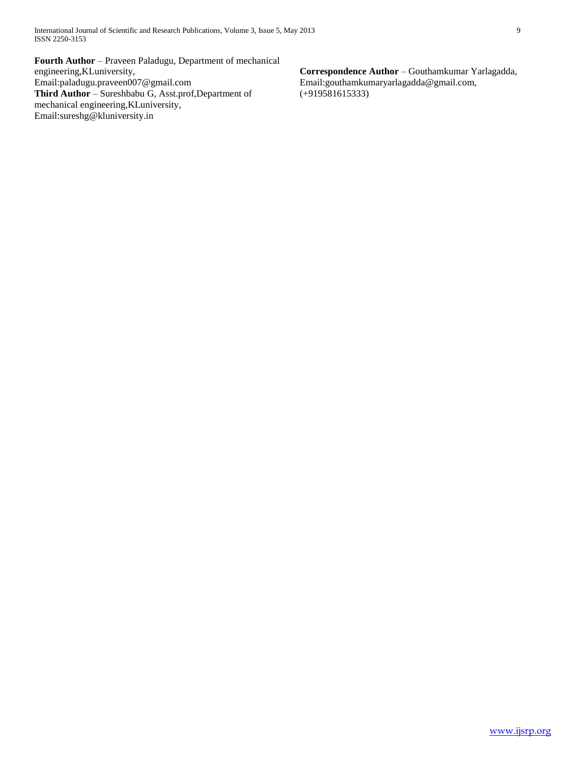**Fourth Author** – Praveen Paladugu, Department of mechanical engineering,KLuniversity, Email:paladugu.praveen007@gmail.com

**Third Author** – Sureshbabu G, Asst.prof,Department of mechanical engineering,KLuniversity, Email:sureshg@kluniversity.in

**Correspondence Author** – Gouthamkumar Yarlagadda, Email:gouthamkumaryarlagadda@gmail.com, (+919581615333)